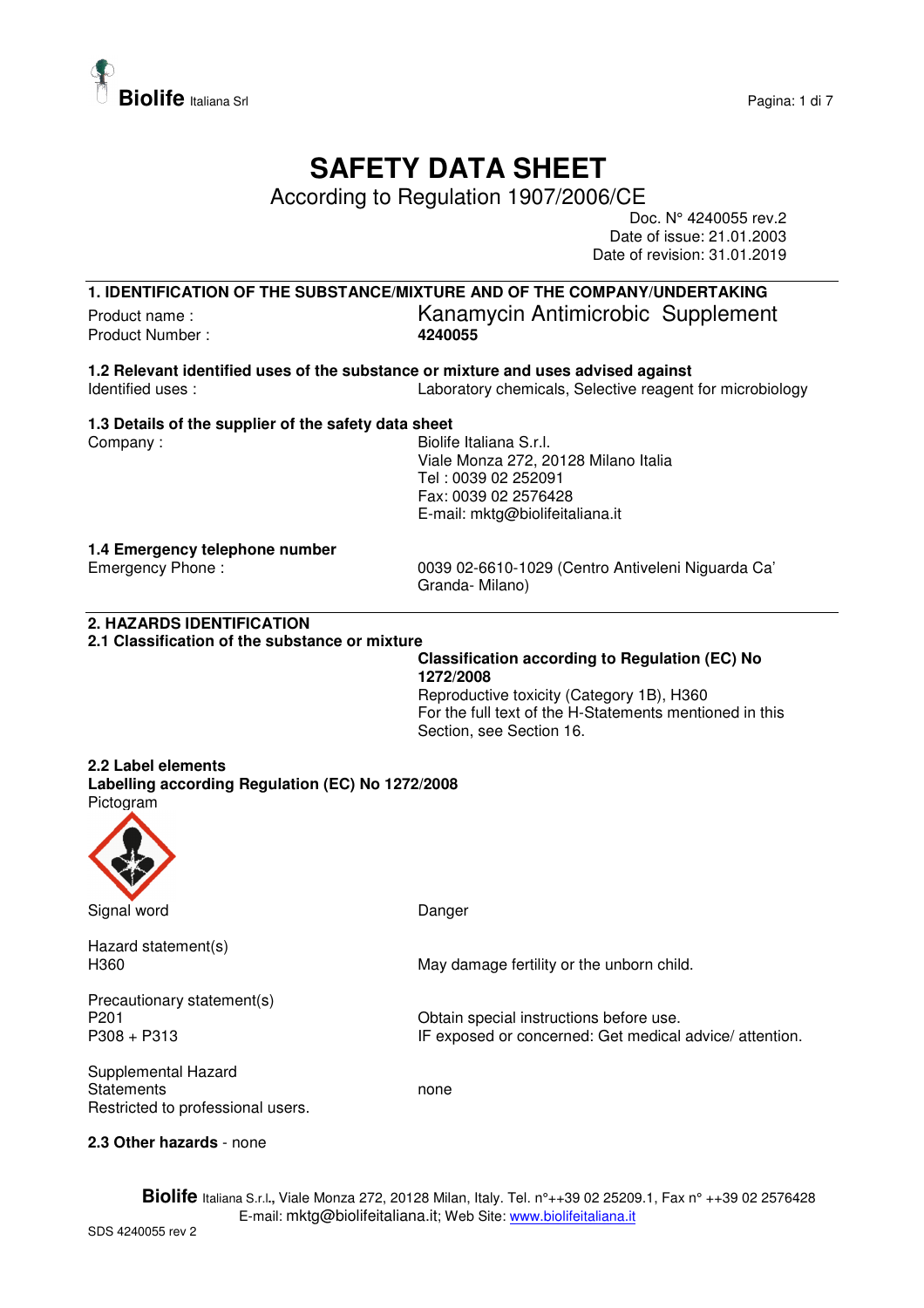# SAFETY DATA SHEET

According to Regulation 1907/2006/CE

Doc. N° 4240055 rev.2
Date of issue: 21.01.2003
Date of revision: 31.01.2019

## 1. IDENTIFICATION OF THE SUBSTANCE/MIXTURE AND OF THE COMPANY/UNDERTAKING

Product name : Kanamycin Antimicrobic Supplement
Product Number : **4240055**

### 1.2 Relevant identified uses of the substance or mixture and uses advised against

Identified uses : Laboratory chemicals, Selective reagent for microbiology

### 1.3 Details of the supplier of the safety data sheet

Company : Biolife Italiana S.r.l.
Viale Monza 272, 20128 Milano Italia
Tel : 0039 02 252091
Fax: 0039 02 2576428
E-mail: mktg@biolifeitaliana.it

### 1.4 Emergency telephone number

Emergency Phone : 0039 02-6610-1029 (Centro Antiveleni Niguarda Ca' Granda- Milano)

## 2. HAZARDS IDENTIFICATION

### 2.1 Classification of the substance or mixture

**Classification according to Regulation (EC) No 1272/2008**
Reproductive toxicity (Category 1B), H360
For the full text of the H-Statements mentioned in this Section, see Section 16.

### 2.2 Label elements

**Labelling according Regulation (EC) No 1272/2008**

Pictogram

Signal word: Danger

Hazard statement(s)
H360 May damage fertility or the unborn child.

Precautionary statement(s)
P201 Obtain special instructions before use.
P308 + P313 IF exposed or concerned: Get medical advice/ attention.

Supplemental Hazard Statements: none
Restricted to professional users.

### 2.3 Other hazards - none

**Biolife** Italiana S.r.l., Viale Monza 272, 20128 Milan, Italy. Tel. n°++39 02 25209.1, Fax n° ++39 02 2576428
E-mail: mktg@biolifeitaliana.it; Web Site: www.biolifeitaliana.it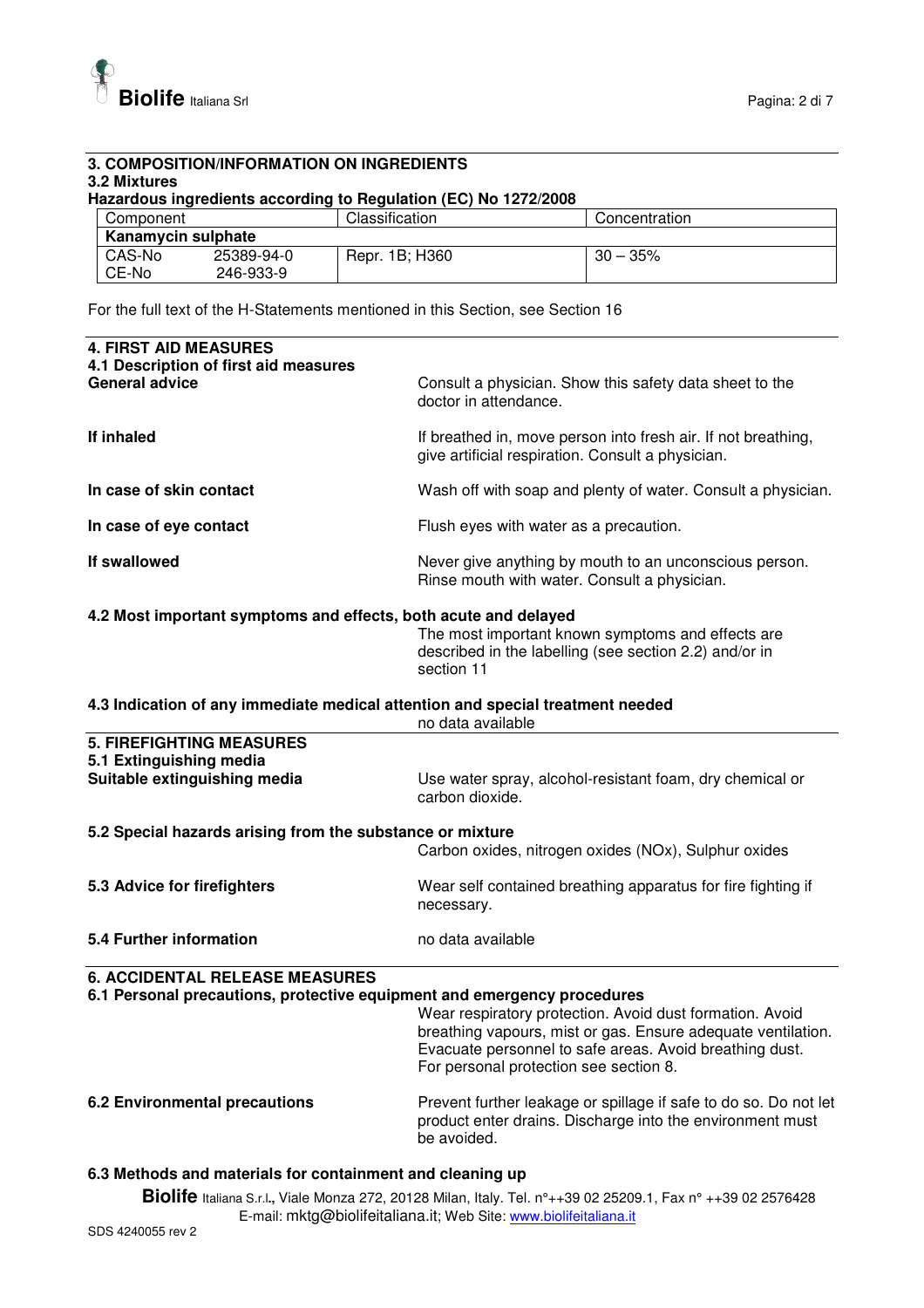## 3. COMPOSITION/INFORMATION ON INGREDIENTS

### 3.2 Mixtures

**Hazardous ingredients according to Regulation (EC) No 1272/2008**

| Component | | Classification | Concentration |
|---|---|---|---|
| **Kanamycin sulphate** | | | |
| CAS-No<br>CE-No | 25389-94-0<br>246-933-9 | Repr. 1B; H360 | 30 – 35% |

For the full text of the H-Statements mentioned in this Section, see Section 16

## 4. FIRST AID MEASURES

### 4.1 Description of first aid measures

**General advice**
Consult a physician. Show this safety data sheet to the doctor in attendance.

**If inhaled**
If breathed in, move person into fresh air. If not breathing, give artificial respiration. Consult a physician.

**In case of skin contact**
Wash off with soap and plenty of water. Consult a physician.

**In case of eye contact**
Flush eyes with water as a precaution.

**If swallowed**
Never give anything by mouth to an unconscious person. Rinse mouth with water. Consult a physician.

### 4.2 Most important symptoms and effects, both acute and delayed

The most important known symptoms and effects are described in the labelling (see section 2.2) and/or in section 11

### 4.3 Indication of any immediate medical attention and special treatment needed

no data available

## 5. FIREFIGHTING MEASURES

### 5.1 Extinguishing media

**Suitable extinguishing media**
Use water spray, alcohol-resistant foam, dry chemical or carbon dioxide.

### 5.2 Special hazards arising from the substance or mixture

Carbon oxides, nitrogen oxides (NOx), Sulphur oxides

### 5.3 Advice for firefighters

Wear self contained breathing apparatus for fire fighting if necessary.

### 5.4 Further information

no data available

## 6. ACCIDENTAL RELEASE MEASURES

### 6.1 Personal precautions, protective equipment and emergency procedures

Wear respiratory protection. Avoid dust formation. Avoid breathing vapours, mist or gas. Ensure adequate ventilation. Evacuate personnel to safe areas. Avoid breathing dust. For personal protection see section 8.

### 6.2 Environmental precautions

Prevent further leakage or spillage if safe to do so. Do not let product enter drains. Discharge into the environment must be avoided.

### 6.3 Methods and materials for containment and cleaning up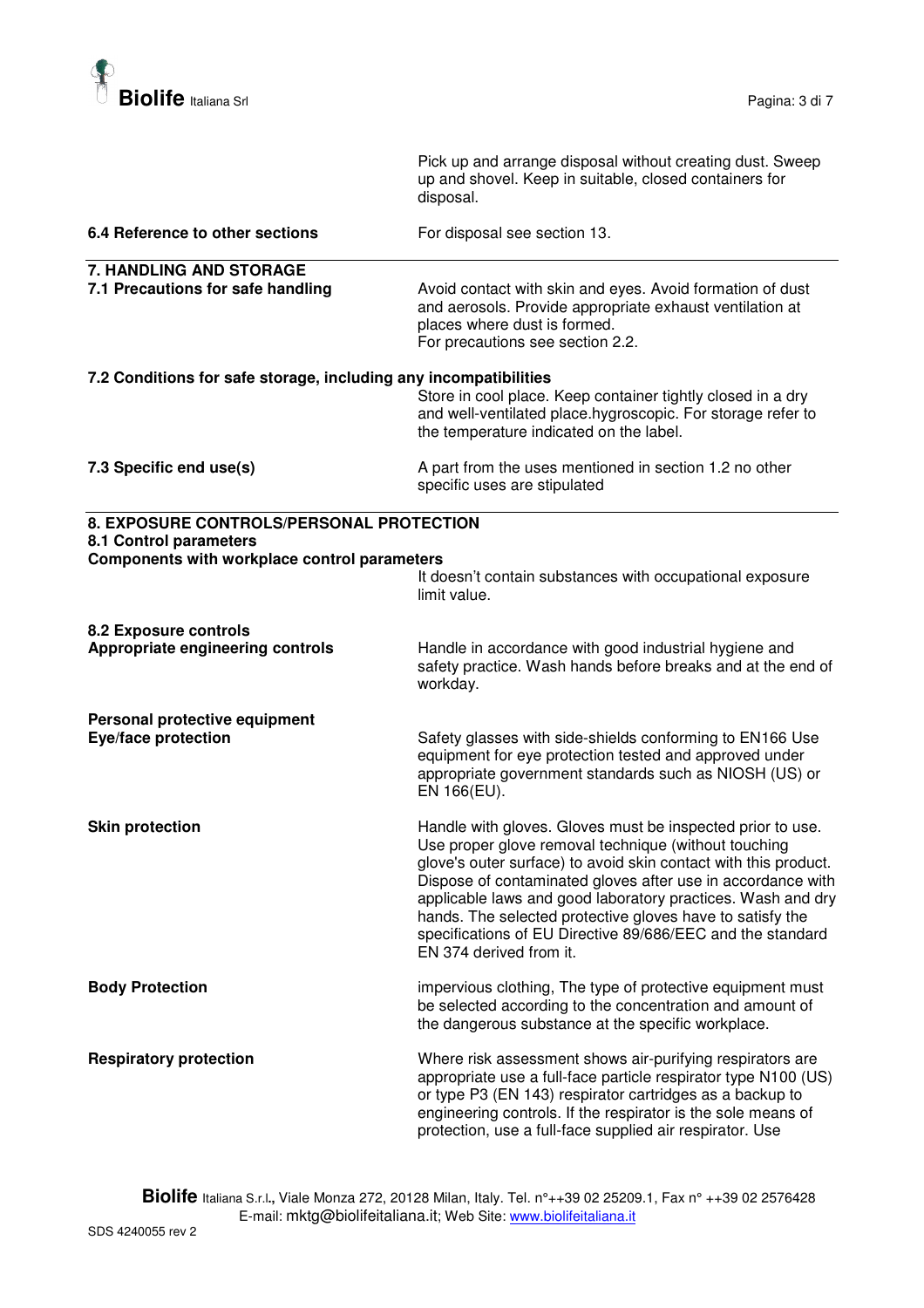Pick up and arrange disposal without creating dust. Sweep up and shovel. Keep in suitable, closed containers for disposal.

**6.4 Reference to other sections**

For disposal see section 13.

## 7. HANDLING AND STORAGE

**7.1 Precautions for safe handling**

Avoid contact with skin and eyes. Avoid formation of dust and aerosols. Provide appropriate exhaust ventilation at places where dust is formed.
For precautions see section 2.2.

**7.2 Conditions for safe storage, including any incompatibilities**

Store in cool place. Keep container tightly closed in a dry and well-ventilated place.hygroscopic. For storage refer to the temperature indicated on the label.

**7.3 Specific end use(s)**

A part from the uses mentioned in section 1.2 no other specific uses are stipulated

## 8. EXPOSURE CONTROLS/PERSONAL PROTECTION

**8.1 Control parameters**

**Components with workplace control parameters**

It doesn't contain substances with occupational exposure limit value.

**8.2 Exposure controls**

**Appropriate engineering controls**

Handle in accordance with good industrial hygiene and safety practice. Wash hands before breaks and at the end of workday.

**Personal protective equipment**

**Eye/face protection**

Safety glasses with side-shields conforming to EN166 Use equipment for eye protection tested and approved under appropriate government standards such as NIOSH (US) or EN 166(EU).

**Skin protection**

Handle with gloves. Gloves must be inspected prior to use. Use proper glove removal technique (without touching glove's outer surface) to avoid skin contact with this product. Dispose of contaminated gloves after use in accordance with applicable laws and good laboratory practices. Wash and dry hands. The selected protective gloves have to satisfy the specifications of EU Directive 89/686/EEC and the standard EN 374 derived from it.

**Body Protection**

impervious clothing, The type of protective equipment must be selected according to the concentration and amount of the dangerous substance at the specific workplace.

**Respiratory protection**

Where risk assessment shows air-purifying respirators are appropriate use a full-face particle respirator type N100 (US) or type P3 (EN 143) respirator cartridges as a backup to engineering controls. If the respirator is the sole means of protection, use a full-face supplied air respirator. Use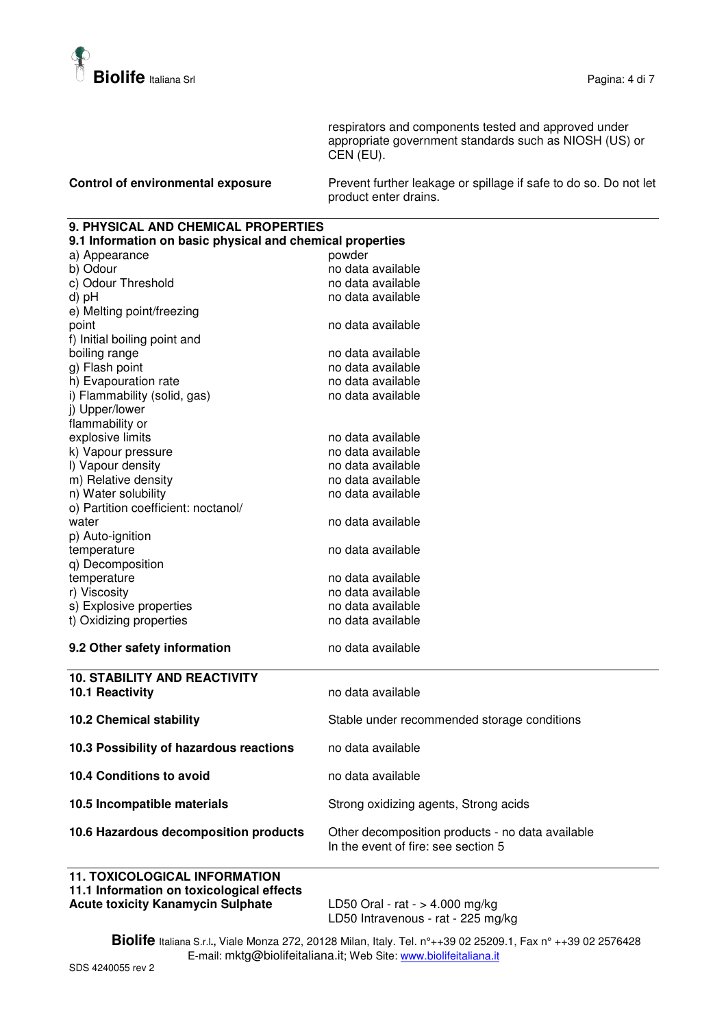| | |
|---|---|
| | respirators and components tested and approved under appropriate government standards such as NIOSH (US) or CEN (EU). |
| **Control of environmental exposure** | Prevent further leakage or spillage if safe to do so. Do not let product enter drains. |

## 9. PHYSICAL AND CHEMICAL PROPERTIES

### 9.1 Information on basic physical and chemical properties

| | |
|---|---|
| a) Appearance | powder |
| b) Odour | no data available |
| c) Odour Threshold | no data available |
| d) pH | no data available |
| e) Melting point/freezing point | no data available |
| f) Initial boiling point and boiling range | no data available |
| g) Flash point | no data available |
| h) Evapouration rate | no data available |
| i) Flammability (solid, gas) | no data available |
| j) Upper/lower flammability or explosive limits | no data available |
| k) Vapour pressure | no data available |
| l) Vapour density | no data available |
| m) Relative density | no data available |
| n) Water solubility | no data available |
| o) Partition coefficient: noctanol/ water | no data available |
| p) Auto-ignition temperature | no data available |
| q) Decomposition temperature | no data available |
| r) Viscosity | no data available |
| s) Explosive properties | no data available |
| t) Oxidizing properties | no data available |

| | |
|---|---|
| **9.2 Other safety information** | no data available |

## 10. STABILITY AND REACTIVITY

| | |
|---|---|
| **10.1 Reactivity** | no data available |
| **10.2 Chemical stability** | Stable under recommended storage conditions |
| **10.3 Possibility of hazardous reactions** | no data available |
| **10.4 Conditions to avoid** | no data available |
| **10.5 Incompatible materials** | Strong oxidizing agents, Strong acids |
| **10.6 Hazardous decomposition products** | Other decomposition products - no data available<br>In the event of fire: see section 5 |

## 11. TOXICOLOGICAL INFORMATION

### 11.1 Information on toxicological effects

| | |
|---|---|
| **Acute toxicity Kanamycin Sulphate** | LD50 Oral - rat - > 4.000 mg/kg<br>LD50 Intravenous - rat - 225 mg/kg |

**Biolife** Italiana S.r.l., Viale Monza 272, 20128 Milan, Italy. Tel. n°++39 02 25209.1, Fax n° ++39 02 2576428
E-mail: mktg@biolifeitaliana.it; Web Site: www.biolifeitaliana.it

SDS 4240055 rev 2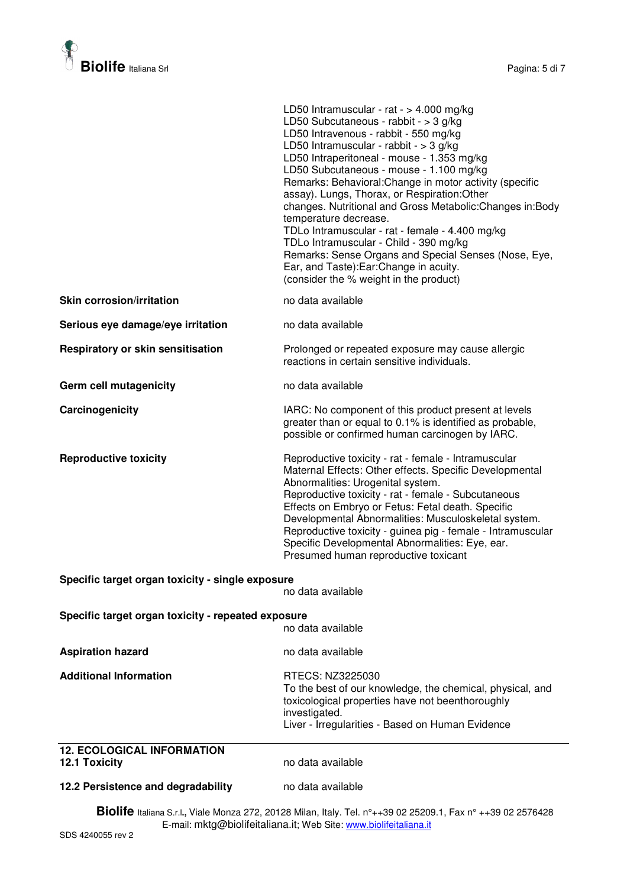LD50 Intramuscular - rat - > 4.000 mg/kg
LD50 Subcutaneous - rabbit - > 3 g/kg
LD50 Intravenous - rabbit - 550 mg/kg
LD50 Intramuscular - rabbit - > 3 g/kg
LD50 Intraperitoneal - mouse - 1.353 mg/kg
LD50 Subcutaneous - mouse - 1.100 mg/kg
Remarks: Behavioral:Change in motor activity (specific assay). Lungs, Thorax, or Respiration:Other changes. Nutritional and Gross Metabolic:Changes in:Body temperature decrease.
TDLo Intramuscular - rat - female - 4.400 mg/kg
TDLo Intramuscular - Child - 390 mg/kg
Remarks: Sense Organs and Special Senses (Nose, Eye, Ear, and Taste):Ear:Change in acuity.
(consider the % weight in the product)

**Skin corrosion/irritation**
no data available

**Serious eye damage/eye irritation**
no data available

**Respiratory or skin sensitisation**
Prolonged or repeated exposure may cause allergic reactions in certain sensitive individuals.

**Germ cell mutagenicity**
no data available

**Carcinogenicity**
IARC: No component of this product present at levels greater than or equal to 0.1% is identified as probable, possible or confirmed human carcinogen by IARC.

**Reproductive toxicity**
Reproductive toxicity - rat - female - Intramuscular
Maternal Effects: Other effects. Specific Developmental Abnormalities: Urogenital system.
Reproductive toxicity - rat - female - Subcutaneous
Effects on Embryo or Fetus: Fetal death. Specific Developmental Abnormalities: Musculoskeletal system.
Reproductive toxicity - guinea pig - female - Intramuscular
Specific Developmental Abnormalities: Eye, ear.
Presumed human reproductive toxicant

**Specific target organ toxicity - single exposure**
no data available

**Specific target organ toxicity - repeated exposure**
no data available

**Aspiration hazard**
no data available

**Additional Information**
RTECS: NZ3225030
To the best of our knowledge, the chemical, physical, and toxicological properties have not beenthoroughly investigated.
Liver - Irregularities - Based on Human Evidence

## 12. ECOLOGICAL INFORMATION

**12.1 Toxicity**
no data available

**12.2 Persistence and degradability**
no data available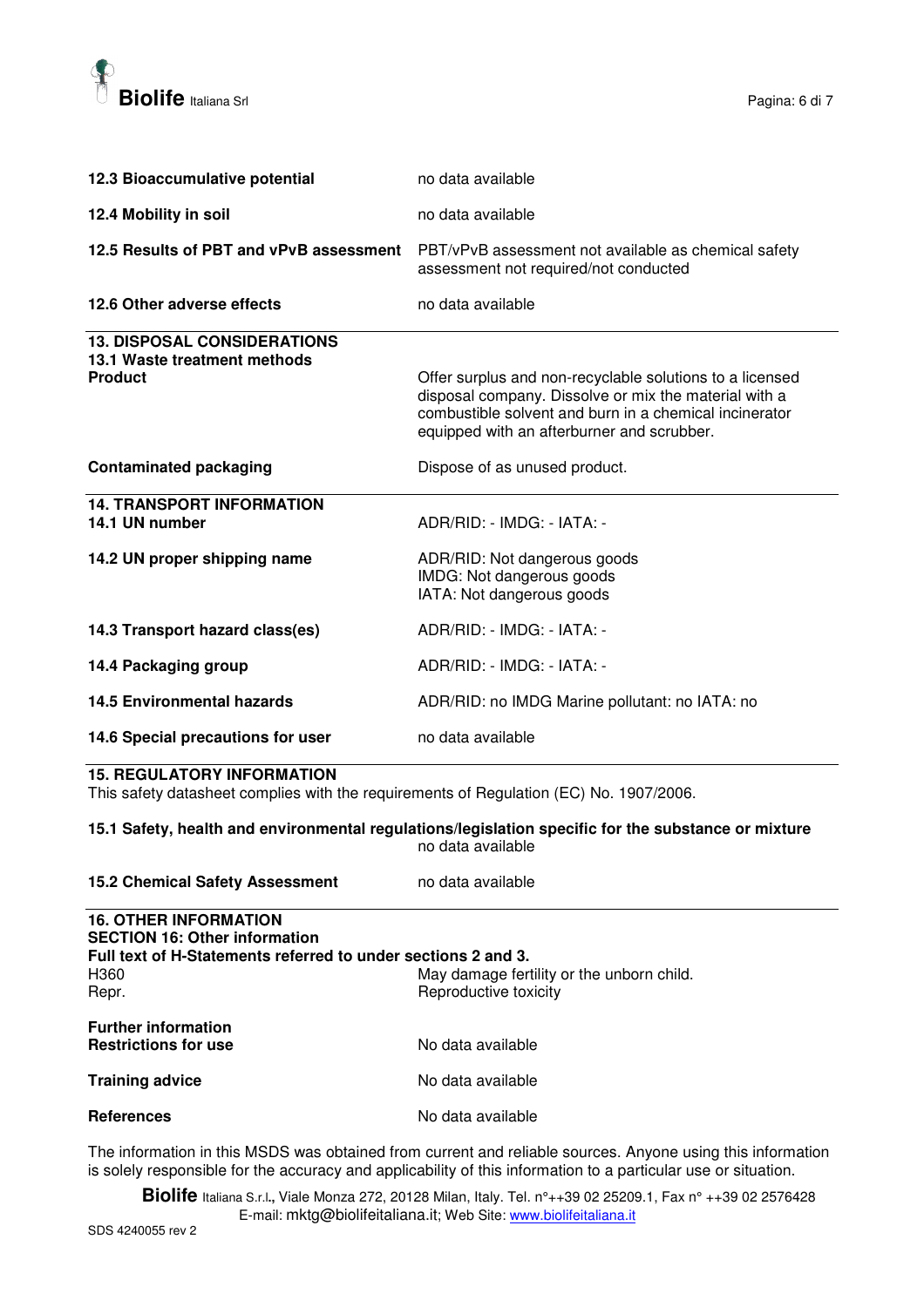**12.3 Bioaccumulative potential** no data available

**12.4 Mobility in soil** no data available

**12.5 Results of PBT and vPvB assessment** PBT/vPvB assessment not available as chemical safety assessment not required/not conducted

**12.6 Other adverse effects** no data available

## 13. DISPOSAL CONSIDERATIONS

### 13.1 Waste treatment methods

**Product**

Offer surplus and non-recyclable solutions to a licensed disposal company. Dissolve or mix the material with a combustible solvent and burn in a chemical incinerator equipped with an afterburner and scrubber.

**Contaminated packaging** Dispose of as unused product.

## 14. TRANSPORT INFORMATION

**14.1 UN number** ADR/RID: - IMDG: - IATA: -

**14.2 UN proper shipping name**

ADR/RID: Not dangerous goods
IMDG: Not dangerous goods
IATA: Not dangerous goods

**14.3 Transport hazard class(es)** ADR/RID: - IMDG: - IATA: -

**14.4 Packaging group** ADR/RID: - IMDG: - IATA: -

**14.5 Environmental hazards** ADR/RID: no IMDG Marine pollutant: no IATA: no

**14.6 Special precautions for user** no data available

## 15. REGULATORY INFORMATION

This safety datasheet complies with the requirements of Regulation (EC) No. 1907/2006.

**15.1 Safety, health and environmental regulations/legislation specific for the substance or mixture**
no data available

**15.2 Chemical Safety Assessment** no data available

## 16. OTHER INFORMATION

**SECTION 16: Other information**

**Full text of H-Statements referred to under sections 2 and 3.**

H360 May damage fertility or the unborn child.
Repr. Reproductive toxicity

**Further information**

**Restrictions for use** No data available

**Training advice** No data available

**References** No data available

The information in this MSDS was obtained from current and reliable sources. Anyone using this information is solely responsible for the accuracy and applicability of this information to a particular use or situation.

**Biolife** Italiana S.r.l., Viale Monza 272, 20128 Milan, Italy. Tel. n°++39 02 25209.1, Fax n° ++39 02 2576428
E-mail: mktg@biolifeitaliana.it; Web Site: www.biolifeitaliana.it

SDS 4240055 rev 2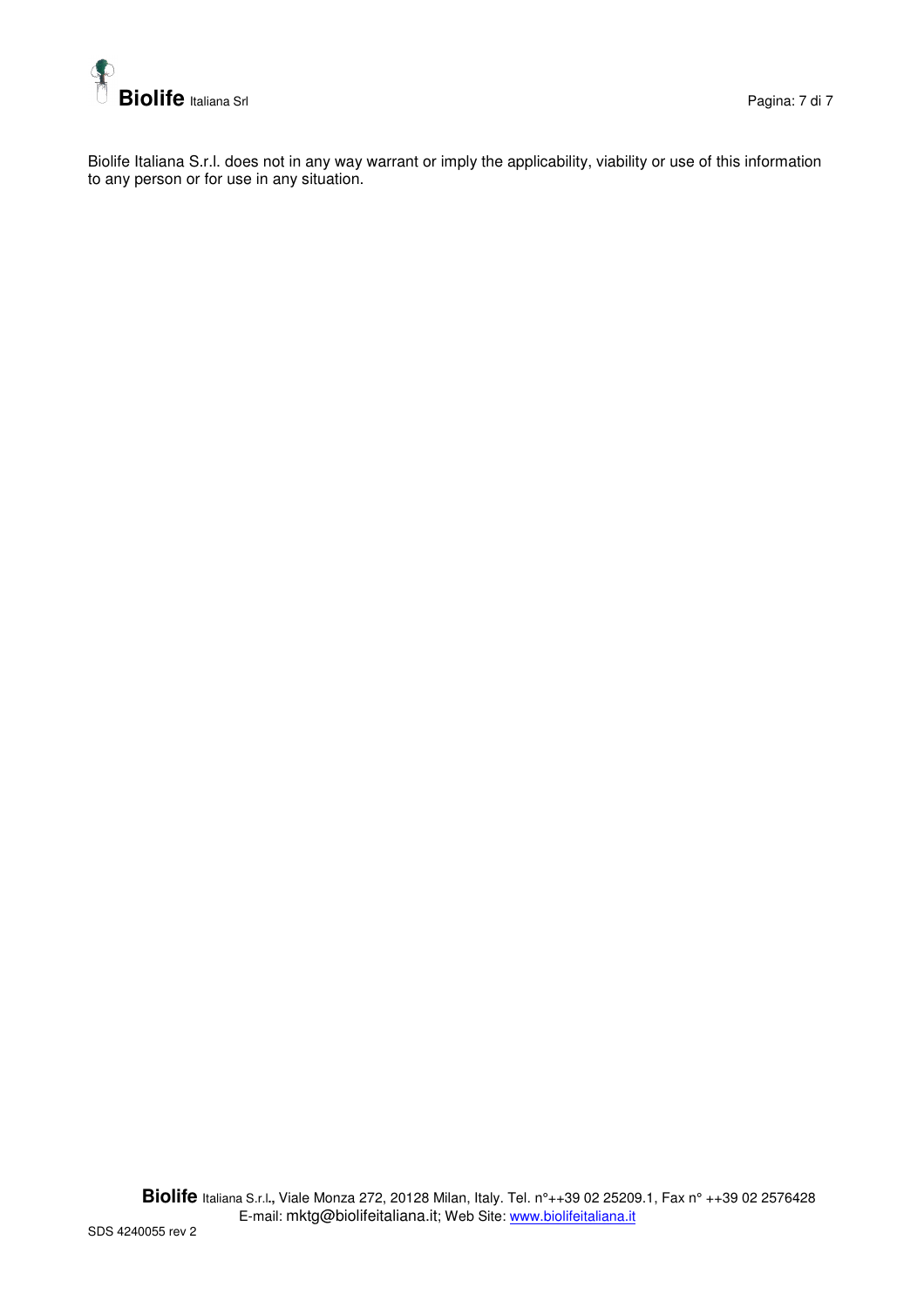Biolife Italiana S.r.l. does not in any way warrant or imply the applicability, viability or use of this information to any person or for use in any situation.